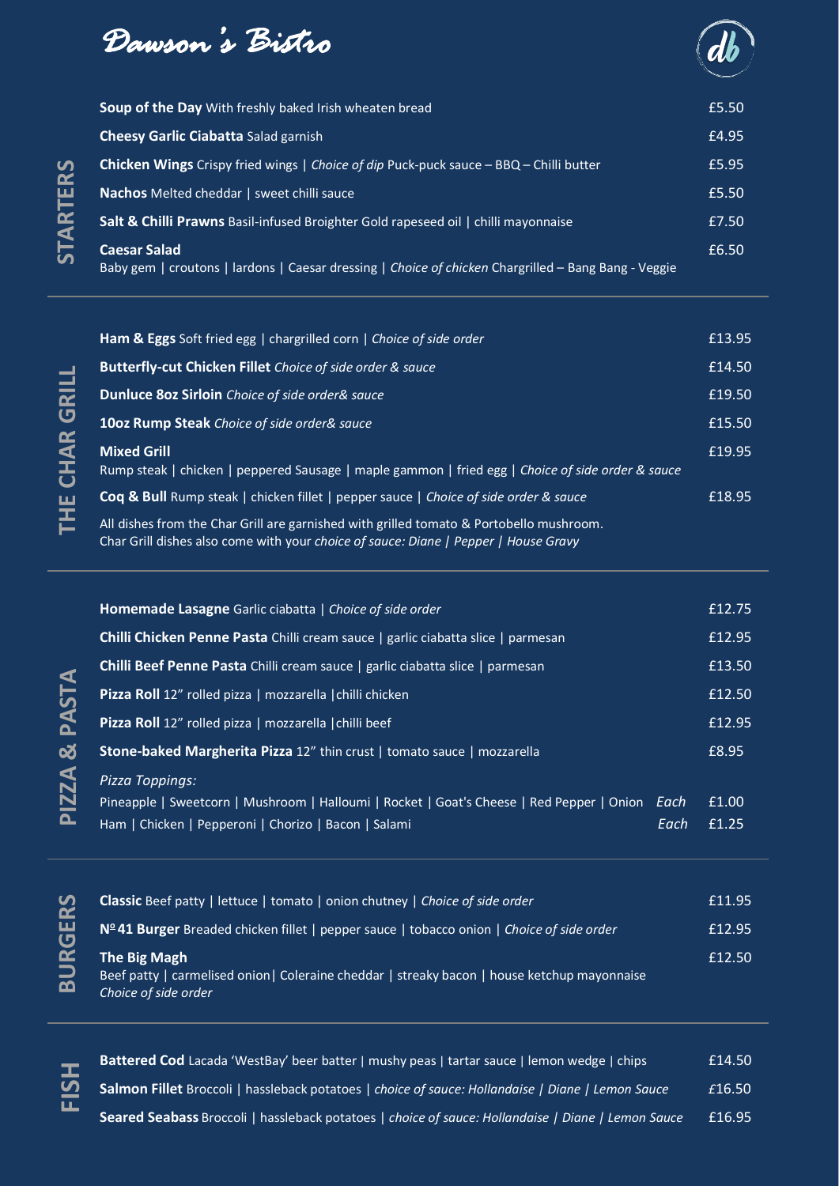# Dawson's Bistro

## STARTERS

**Soup of the Day** With freshly baked Irish wheaten bread — £5.50

**Cheesy Garlic Ciabatta** Salad garnish — £4.95

**Chicken Wings** Crispy fried wings | *Choice of dip* Puck-puck sauce – BBQ – Chilli butter — £5.95

**Nachos** Melted cheddar | sweet chilli sauce — £5.50

**Salt & Chilli Prawns** Basil-infused Broighter Gold rapeseed oil | chilli mayonnaise — £7.50

**Caesar Salad** — £6.50
Baby gem | croutons | lardons | Caesar dressing | *Choice of chicken* Chargrilled – Bang Bang - Veggie

## THE CHAR GRILL

**Ham & Eggs** Soft fried egg | chargrilled corn | *Choice of side order* — £13.95

**Butterfly-cut Chicken Fillet** *Choice of side order & sauce* — £14.50

**Dunluce 8oz Sirloin** *Choice of side order& sauce* — £19.50

**10oz Rump Steak** *Choice of side order& sauce* — £15.50

**Mixed Grill** — £19.95
Rump steak | chicken | peppered Sausage | maple gammon | fried egg | *Choice of side order & sauce*

**Coq & Bull** Rump steak | chicken fillet | pepper sauce | *Choice of side order & sauce* — £18.95

All dishes from the Char Grill are garnished with grilled tomato & Portobello mushroom.
Char Grill dishes also come with your *choice of sauce: Diane | Pepper | House Gravy*

## PIZZA & PASTA

**Homemade Lasagne** Garlic ciabatta | *Choice of side order* — £12.75

**Chilli Chicken Penne Pasta** Chilli cream sauce | garlic ciabatta slice | parmesan — £12.95

**Chilli Beef Penne Pasta** Chilli cream sauce | garlic ciabatta slice | parmesan — £13.50

**Pizza Roll** 12" rolled pizza | mozzarella |chilli chicken — £12.50

**Pizza Roll** 12" rolled pizza | mozzarella |chilli beef — £12.95

**Stone-baked Margherita Pizza** 12" thin crust | tomato sauce | mozzarella — £8.95

*Pizza Toppings:*
Pineapple | Sweetcorn | Mushroom | Halloumi | Rocket | Goat's Cheese | Red Pepper | Onion *Each* — £1.00
Ham | Chicken | Pepperoni | Chorizo | Bacon | Salami *Each* — £1.25

## BURGERS

**Classic** Beef patty | lettuce | tomato | onion chutney | *Choice of side order* — £11.95

**Nº 41 Burger** Breaded chicken fillet | pepper sauce | tobacco onion | *Choice of side order* — £12.95

**The Big Magh** — £12.50
Beef patty | carmelised onion| Coleraine cheddar | streaky bacon | house ketchup mayonnaise
*Choice of side order*

## FISH

**Battered Cod** Lacada 'WestBay' beer batter | mushy peas | tartar sauce | lemon wedge | chips — £14.50

**Salmon Fillet** Broccoli | hassleback potatoes | *choice of sauce: Hollandaise | Diane | Lemon Sauce* — £16.50

**Seared Seabass** Broccoli | hassleback potatoes | *choice of sauce: Hollandaise | Diane | Lemon Sauce* — £16.95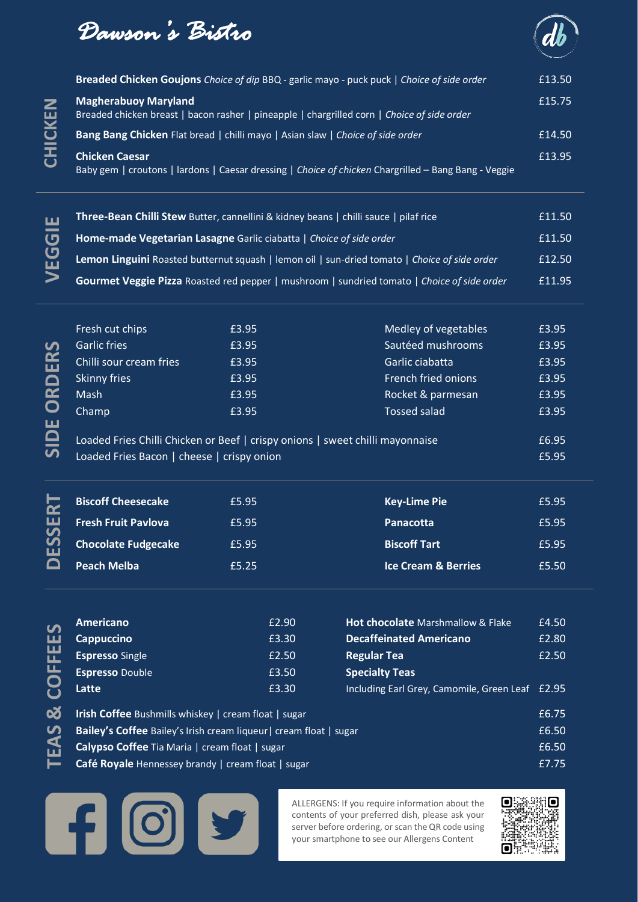# Dawson's Bistro

## CHICKEN

**Breaded Chicken Goujons** *Choice of dip* BBQ - garlic mayo - puck puck | *Choice of side order* £13.50

**Magherabuoy Maryland** £15.75
Breaded chicken breast | bacon rasher | pineapple | chargrilled corn | *Choice of side order*

**Bang Bang Chicken** Flat bread | chilli mayo | Asian slaw | *Choice of side order* £14.50

**Chicken Caesar** £13.95
Baby gem | croutons | lardons | Caesar dressing | *Choice of chicken* Chargrilled – Bang Bang - Veggie

## VEGGIE

**Three-Bean Chilli Stew** Butter, cannellini & kidney beans | chilli sauce | pilaf rice £11.50

**Home-made Vegetarian Lasagne** Garlic ciabatta | *Choice of side order* £11.50

**Lemon Linguini** Roasted butternut squash | lemon oil | sun-dried tomato | *Choice of side order* £12.50

**Gourmet Veggie Pizza** Roasted red pepper | mushroom | sundried tomato | *Choice of side order* £11.95

## SIDE ORDERS

| | | | |
|---|---|---|---|
| Fresh cut chips | £3.95 | Medley of vegetables | £3.95 |
| Garlic fries | £3.95 | Sautéed mushrooms | £3.95 |
| Chilli sour cream fries | £3.95 | Garlic ciabatta | £3.95 |
| Skinny fries | £3.95 | French fried onions | £3.95 |
| Mash | £3.95 | Rocket & parmesan | £3.95 |
| Champ | £3.95 | Tossed salad | £3.95 |

Loaded Fries Chilli Chicken or Beef | crispy onions | sweet chilli mayonnaise £6.95
Loaded Fries Bacon | cheese | crispy onion £5.95

## DESSERT

| | | | |
|---|---|---|---|
| **Biscoff Cheesecake** | £5.95 | **Key-Lime Pie** | £5.95 |
| **Fresh Fruit Pavlova** | £5.95 | **Panacotta** | £5.95 |
| **Chocolate Fudgecake** | £5.95 | **Biscoff Tart** | £5.95 |
| **Peach Melba** | £5.25 | **Ice Cream & Berries** | £5.50 |

## TEAS & COFFEES

| | | | |
|---|---|---|---|
| **Americano** | £2.90 | **Hot chocolate** Marshmallow & Flake | £4.50 |
| **Cappuccino** | £3.30 | **Decaffeinated Americano** | £2.80 |
| **Espresso** Single | £2.50 | **Regular Tea** | £2.50 |
| **Espresso** Double | £3.50 | **Specialty Teas** | |
| **Latte** | £3.30 | Including Earl Grey, Camomile, Green Leaf | £2.95 |

**Irish Coffee** Bushmills whiskey | cream float | sugar £6.75
**Bailey's Coffee** Bailey's Irish cream liqueur| cream float | sugar £6.50
**Calypso Coffee** Tia Maria | cream float | sugar £6.50
**Café Royale** Hennessey brandy | cream float | sugar £7.75

ALLERGENS: If you require information about the contents of your preferred dish, please ask your server before ordering, or scan the QR code using your smartphone to see our Allergens Content